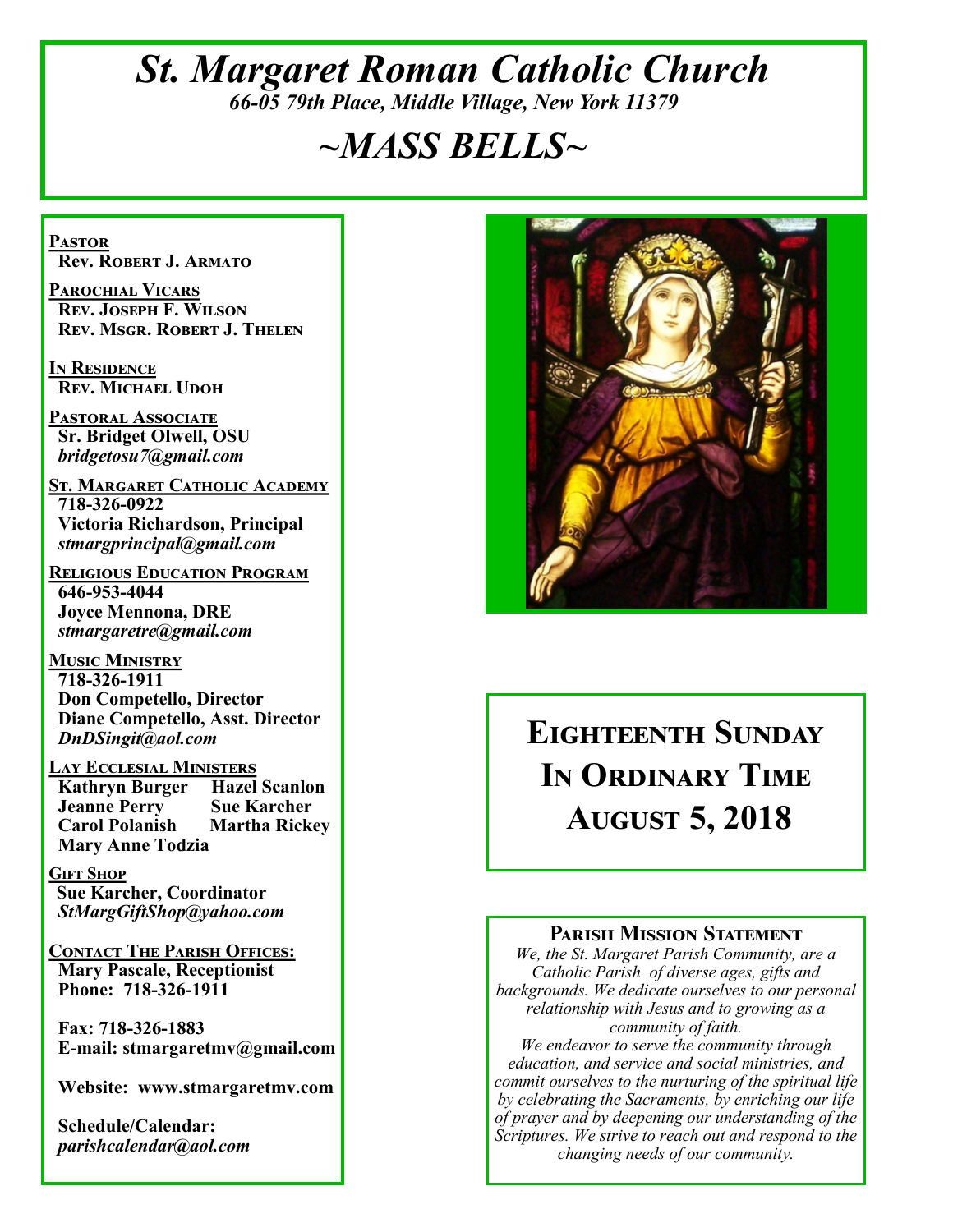# *St. Margaret Roman Catholic Church*

*66-05 79th Place, Middle Village, New York 11379*

## *~MASS BELLS~*

**Pastor**
**Rev. Robert J. Armato**

**Parochial Vicars**
**Rev. Joseph F. Wilson**
**Rev. Msgr. Robert J. Thelen**

**In Residence**
**Rev. Michael Udoh**

**Pastoral Associate**
**Sr. Bridget Olwell, OSU**
*bridgetosu7@gmail.com*

**St. Margaret Catholic Academy**
**718-326-0922**
**Victoria Richardson, Principal**
*stmargprincipal@gmail.com*

**Religious Education Program**
**646-953-4044**
**Joyce Mennona, DRE**
*stmargaretre@gmail.com*

**Music Ministry**
**718-326-1911**
**Don Competello, Director**
**Diane Competello, Asst. Director**
*DnDSingit@aol.com*

**Lay Ecclesial Ministers**
**Kathryn Burger**
**Hazel Scanlon**
**Jeanne Perry**
**Sue Karcher**
**Carol Polanish**
**Martha Rickey**
**Mary Anne Todzia**

**Gift Shop**
**Sue Karcher, Coordinator**
*StMargGiftShop@yahoo.com*

**Contact The Parish Offices:**
**Mary Pascale, Receptionist**
**Phone: 718-326-1911**

**Fax: 718-326-1883**
**E-mail: stmargaretmv@gmail.com**

**Website: www.stmargaretmv.com**

**Schedule/Calendar:**
*parishcalendar@aol.com*

## Eighteenth Sunday In Ordinary Time August 5, 2018

### Parish Mission Statement

*We, the St. Margaret Parish Community, are a Catholic Parish of diverse ages, gifts and backgrounds. We dedicate ourselves to our personal relationship with Jesus and to growing as a community of faith.*

*We endeavor to serve the community through education, and service and social ministries, and commit ourselves to the nurturing of the spiritual life by celebrating the Sacraments, by enriching our life of prayer and by deepening our understanding of the Scriptures. We strive to reach out and respond to the changing needs of our community.*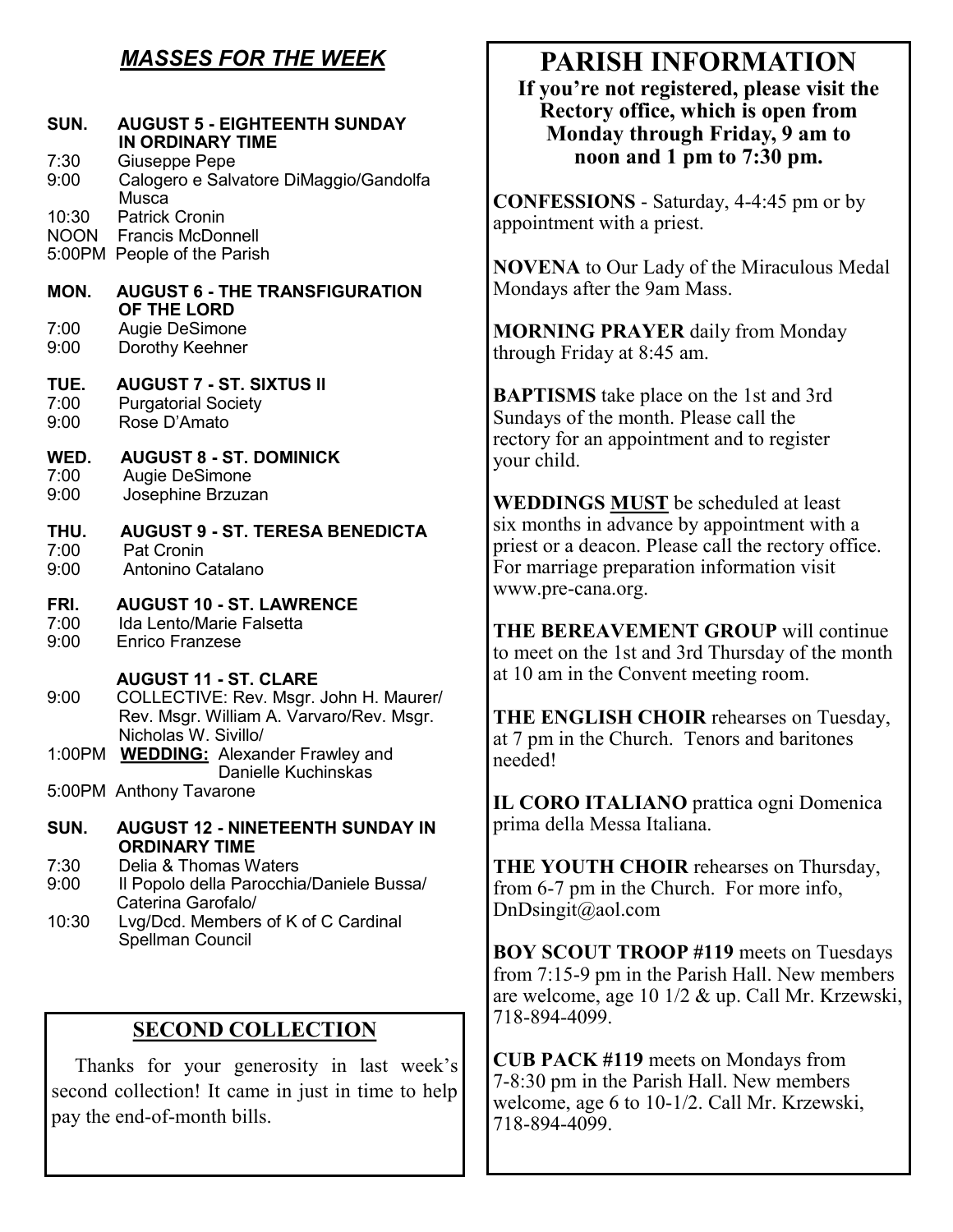## *MASSES FOR THE WEEK*

**SUN. AUGUST 5 - EIGHTEENTH SUNDAY IN ORDINARY TIME**

7:30 Giuseppe Pepe
9:00 Calogero e Salvatore DiMaggio/Gandolfa Musca
10:30 Patrick Cronin
NOON Francis McDonnell
5:00PM People of the Parish

**MON. AUGUST 6 - THE TRANSFIGURATION OF THE LORD**

7:00 Augie DeSimone
9:00 Dorothy Keehner

**TUE. AUGUST 7 - ST. SIXTUS II**

7:00 Purgatorial Society
9:00 Rose D'Amato

**WED. AUGUST 8 - ST. DOMINICK**

7:00 Augie DeSimone
9:00 Josephine Brzuzan

**THU. AUGUST 9 - ST. TERESA BENEDICTA**

7:00 Pat Cronin
9:00 Antonino Catalano

**FRI. AUGUST 10 - ST. LAWRENCE**

7:00 Ida Lento/Marie Falsetta
9:00 Enrico Franzese

**AUGUST 11 - ST. CLARE**

9:00 COLLECTIVE: Rev. Msgr. John H. Maurer/ Rev. Msgr. William A. Varvaro/Rev. Msgr. Nicholas W. Sivillo/
1:00PM **WEDDING:** Alexander Frawley and Danielle Kuchinskas
5:00PM Anthony Tavarone

**SUN. AUGUST 12 - NINETEENTH SUNDAY IN ORDINARY TIME**

7:30 Delia & Thomas Waters
9:00 Il Popolo della Parocchia/Daniele Bussa/ Caterina Garofalo/
10:30 Lvg/Dcd. Members of K of C Cardinal Spellman Council

## SECOND COLLECTION

Thanks for your generosity in last week's second collection! It came in just in time to help pay the end-of-month bills.

# PARISH INFORMATION

**If you're not registered, please visit the Rectory office, which is open from Monday through Friday, 9 am to noon and 1 pm to 7:30 pm.**

**CONFESSIONS** - Saturday, 4-4:45 pm or by appointment with a priest.

**NOVENA** to Our Lady of the Miraculous Medal Mondays after the 9am Mass.

**MORNING PRAYER** daily from Monday through Friday at 8:45 am.

**BAPTISMS** take place on the 1st and 3rd Sundays of the month. Please call the rectory for an appointment and to register your child.

**WEDDINGS MUST** be scheduled at least six months in advance by appointment with a priest or a deacon. Please call the rectory office. For marriage preparation information visit www.pre-cana.org.

**THE BEREAVEMENT GROUP** will continue to meet on the 1st and 3rd Thursday of the month at 10 am in the Convent meeting room.

**THE ENGLISH CHOIR** rehearses on Tuesday, at 7 pm in the Church. Tenors and baritones needed!

**IL CORO ITALIANO** prattica ogni Domenica prima della Messa Italiana.

**THE YOUTH CHOIR** rehearses on Thursday, from 6-7 pm in the Church. For more info, DnDsingit@aol.com

**BOY SCOUT TROOP #119** meets on Tuesdays from 7:15-9 pm in the Parish Hall. New members are welcome, age 10 1/2 & up. Call Mr. Krzewski, 718-894-4099.

**CUB PACK #119** meets on Mondays from 7-8:30 pm in the Parish Hall. New members welcome, age 6 to 10-1/2. Call Mr. Krzewski, 718-894-4099.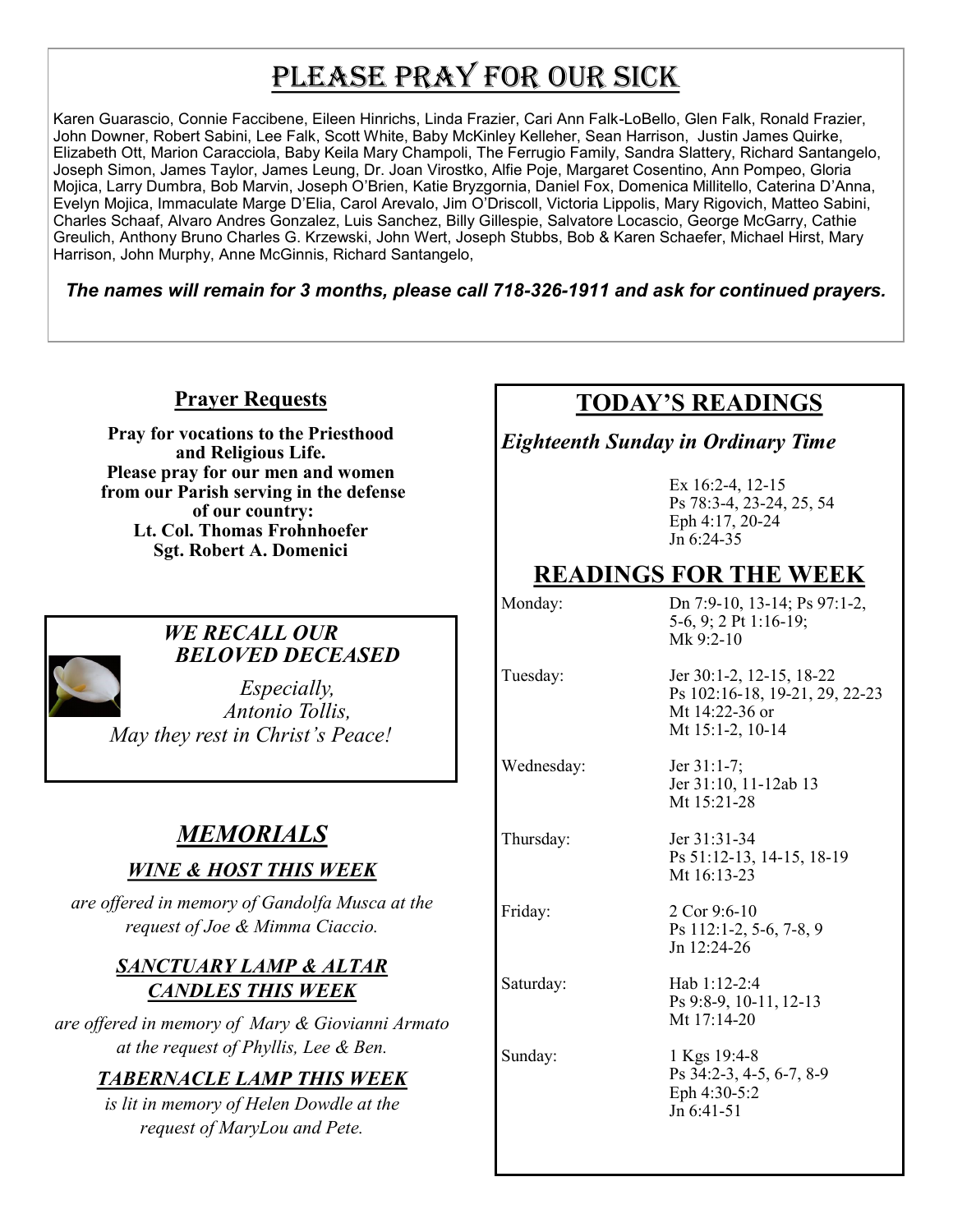# Please Pray For Our Sick

Karen Guarascio, Connie Faccibene, Eileen Hinrichs, Linda Frazier, Cari Ann Falk-LoBello, Glen Falk, Ronald Frazier, John Downer, Robert Sabini, Lee Falk, Scott White, Baby McKinley Kelleher, Sean Harrison, Justin James Quirke, Elizabeth Ott, Marion Caracciola, Baby Keila Mary Champoli, The Ferrugio Family, Sandra Slattery, Richard Santangelo, Joseph Simon, James Taylor, James Leung, Dr. Joan Virostko, Alfie Poje, Margaret Cosentino, Ann Pompeo, Gloria Mojica, Larry Dumbra, Bob Marvin, Joseph O'Brien, Katie Bryzgornia, Daniel Fox, Domenica Millitello, Caterina D'Anna, Evelyn Mojica, Immaculate Marge D'Elia, Carol Arevalo, Jim O'Driscoll, Victoria Lippolis, Mary Rigovich, Matteo Sabini, Charles Schaaf, Alvaro Andres Gonzalez, Luis Sanchez, Billy Gillespie, Salvatore Locascio, George McGarry, Cathie Greulich, Anthony Bruno Charles G. Krzewski, John Wert, Joseph Stubbs, Bob & Karen Schaefer, Michael Hirst, Mary Harrison, John Murphy, Anne McGinnis, Richard Santangelo,

***The names will remain for 3 months, please call 718-326-1911 and ask for continued prayers.***

## Prayer Requests

**Pray for vocations to the Priesthood and Religious Life.**
**Please pray for our men and women from our Parish serving in the defense of our country:**
**Lt. Col. Thomas Frohnhoefer**
**Sgt. Robert A. Domenici**

### *WE RECALL OUR BELOVED DECEASED*

*Especially,*
*Antonio Tollis,*
*May they rest in Christ's Peace!*

## *MEMORIALS*

### *WINE & HOST THIS WEEK*

*are offered in memory of Gandolfa Musca at the request of Joe & Mimma Ciaccio.*

### *SANCTUARY LAMP & ALTAR CANDLES THIS WEEK*

*are offered in memory of Mary & Giovianni Armato at the request of Phyllis, Lee & Ben.*

### *TABERNACLE LAMP THIS WEEK*

*is lit in memory of Helen Dowdle at the request of MaryLou and Pete.*

## TODAY'S READINGS

*Eighteenth Sunday in Ordinary Time*

Ex 16:2-4, 12-15
Ps 78:3-4, 23-24, 25, 54
Eph 4:17, 20-24
Jn 6:24-35

## READINGS FOR THE WEEK

| | |
|---|---|
| Monday: | Dn 7:9-10, 13-14; Ps 97:1-2, 5-6, 9; 2 Pt 1:16-19; Mk 9:2-10 |
| Tuesday: | Jer 30:1-2, 12-15, 18-22 Ps 102:16-18, 19-21, 29, 22-23 Mt 14:22-36 or Mt 15:1-2, 10-14 |
| Wednesday: | Jer 31:1-7; Jer 31:10, 11-12ab 13 Mt 15:21-28 |
| Thursday: | Jer 31:31-34 Ps 51:12-13, 14-15, 18-19 Mt 16:13-23 |
| Friday: | 2 Cor 9:6-10 Ps 112:1-2, 5-6, 7-8, 9 Jn 12:24-26 |
| Saturday: | Hab 1:12-2:4 Ps 9:8-9, 10-11, 12-13 Mt 17:14-20 |
| Sunday: | 1 Kgs 19:4-8 Ps 34:2-3, 4-5, 6-7, 8-9 Eph 4:30-5:2 Jn 6:41-51 |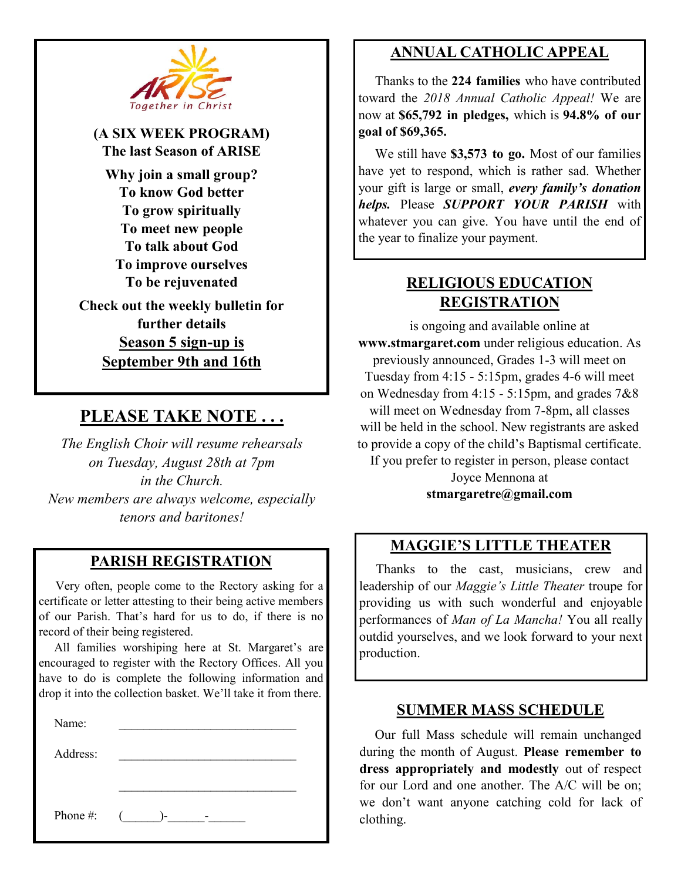ARISE
Together in Christ

**(A SIX WEEK PROGRAM)**
**The last Season of ARISE**

**Why join a small group?**
**To know God better**
**To grow spiritually**
**To meet new people**
**To talk about God**
**To improve ourselves**
**To be rejuvenated**

**Check out the weekly bulletin for further details**

**Season 5 sign-up is September 9th and 16th**

## PLEASE TAKE NOTE . . .

*The English Choir will resume rehearsals on Tuesday, August 28th at 7pm in the Church.*
*New members are always welcome, especially tenors and baritones!*

## PARISH REGISTRATION

Very often, people come to the Rectory asking for a certificate or letter attesting to their being active members of our Parish. That's hard for us to do, if there is no record of their being registered.

All families worshiping here at St. Margaret's are encouraged to register with the Rectory Offices. All you have to do is complete the following information and drop it into the collection basket. We'll take it from there.

Name: ____________________________

Address: ____________________________

____________________________

Phone #: (______)-______-______

## ANNUAL CATHOLIC APPEAL

Thanks to the **224 families** who have contributed toward the *2018 Annual Catholic Appeal!* We are now at **$65,792 in pledges,** which is **94.8% of our goal of $69,365.**

We still have **$3,573 to go.** Most of our families have yet to respond, which is rather sad. Whether your gift is large or small, ***every family's donation helps.*** Please ***SUPPORT YOUR PARISH*** with whatever you can give. You have until the end of the year to finalize your payment.

## RELIGIOUS EDUCATION REGISTRATION

is ongoing and available online at **www.stmargaret.com** under religious education. As previously announced, Grades 1-3 will meet on Tuesday from 4:15 - 5:15pm, grades 4-6 will meet on Wednesday from 4:15 - 5:15pm, and grades 7&8 will meet on Wednesday from 7-8pm, all classes will be held in the school. New registrants are asked to provide a copy of the child's Baptismal certificate. If you prefer to register in person, please contact Joyce Mennona at **stmargaretre@gmail.com**

## MAGGIE'S LITTLE THEATER

Thanks to the cast, musicians, crew and leadership of our *Maggie's Little Theater* troupe for providing us with such wonderful and enjoyable performances of *Man of La Mancha!* You all really outdid yourselves, and we look forward to your next production.

## SUMMER MASS SCHEDULE

Our full Mass schedule will remain unchanged during the month of August. **Please remember to dress appropriately and modestly** out of respect for our Lord and one another. The A/C will be on; we don't want anyone catching cold for lack of clothing.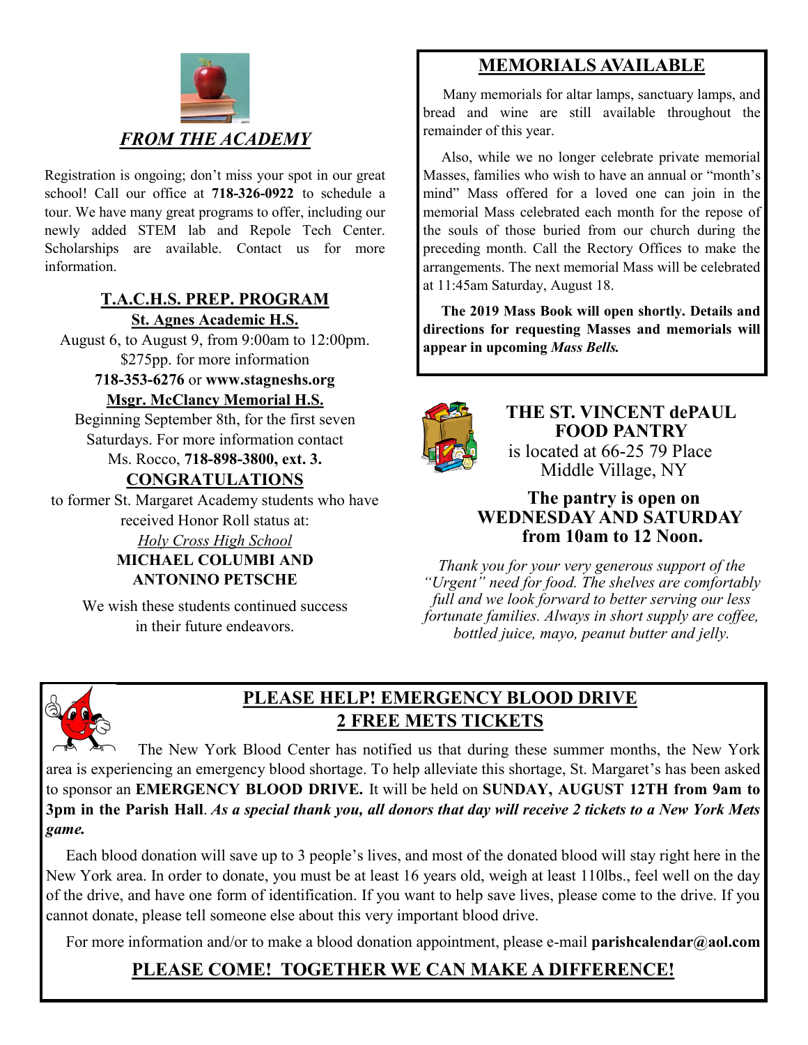## *FROM THE ACADEMY*

Registration is ongoing; don't miss your spot in our great school! Call our office at **718-326-0922** to schedule a tour. We have many great programs to offer, including our newly added STEM lab and Repole Tech Center. Scholarships are available. Contact us for more information.

### T.A.C.H.S. PREP. PROGRAM

**St. Agnes Academic H.S.**

August 6, to August 9, from 9:00am to 12:00pm. $275pp. for more information **718-353-6276** or **www.stagneshs.org**

**Msgr. McClancy Memorial H.S.**

Beginning September 8th, for the first seven Saturdays. For more information contact Ms. Rocco, **718-898-3800, ext. 3.**

### CONGRATULATIONS

to former St. Margaret Academy students who have received Honor Roll status at:

*Holy Cross High School*

**MICHAEL COLUMBI AND ANTONINO PETSCHE**

We wish these students continued success in their future endeavors.

## MEMORIALS AVAILABLE

Many memorials for altar lamps, sanctuary lamps, and bread and wine are still available throughout the remainder of this year.

Also, while we no longer celebrate private memorial Masses, families who wish to have an annual or "month's mind" Mass offered for a loved one can join in the memorial Mass celebrated each month for the repose of the souls of those buried from our church during the preceding month. Call the Rectory Offices to make the arrangements. The next memorial Mass will be celebrated at 11:45am Saturday, August 18.

**The 2019 Mass Book will open shortly. Details and directions for requesting Masses and memorials will appear in upcoming *Mass Bells.***

## THE ST. VINCENT dePAUL FOOD PANTRY

is located at 66-25 79 Place Middle Village, NY

**The pantry is open on WEDNESDAY AND SATURDAY from 10am to 12 Noon.**

*Thank you for your very generous support of the "Urgent" need for food. The shelves are comfortably full and we look forward to better serving our less fortunate families. Always in short supply are coffee, bottled juice, mayo, peanut butter and jelly.*

## PLEASE HELP! EMERGENCY BLOOD DRIVE 2 FREE METS TICKETS

The New York Blood Center has notified us that during these summer months, the New York area is experiencing an emergency blood shortage. To help alleviate this shortage, St. Margaret's has been asked to sponsor an **EMERGENCY BLOOD DRIVE.** It will be held on **SUNDAY, AUGUST 12TH from 9am to 3pm in the Parish Hall**. ***As a special thank you, all donors that day will receive 2 tickets to a New York Mets game.***

Each blood donation will save up to 3 people's lives, and most of the donated blood will stay right here in the New York area. In order to donate, you must be at least 16 years old, weigh at least 110lbs., feel well on the day of the drive, and have one form of identification. If you want to help save lives, please come to the drive. If you cannot donate, please tell someone else about this very important blood drive.

For more information and/or to make a blood donation appointment, please e-mail **parishcalendar@aol.com**

**PLEASE COME! TOGETHER WE CAN MAKE A DIFFERENCE!**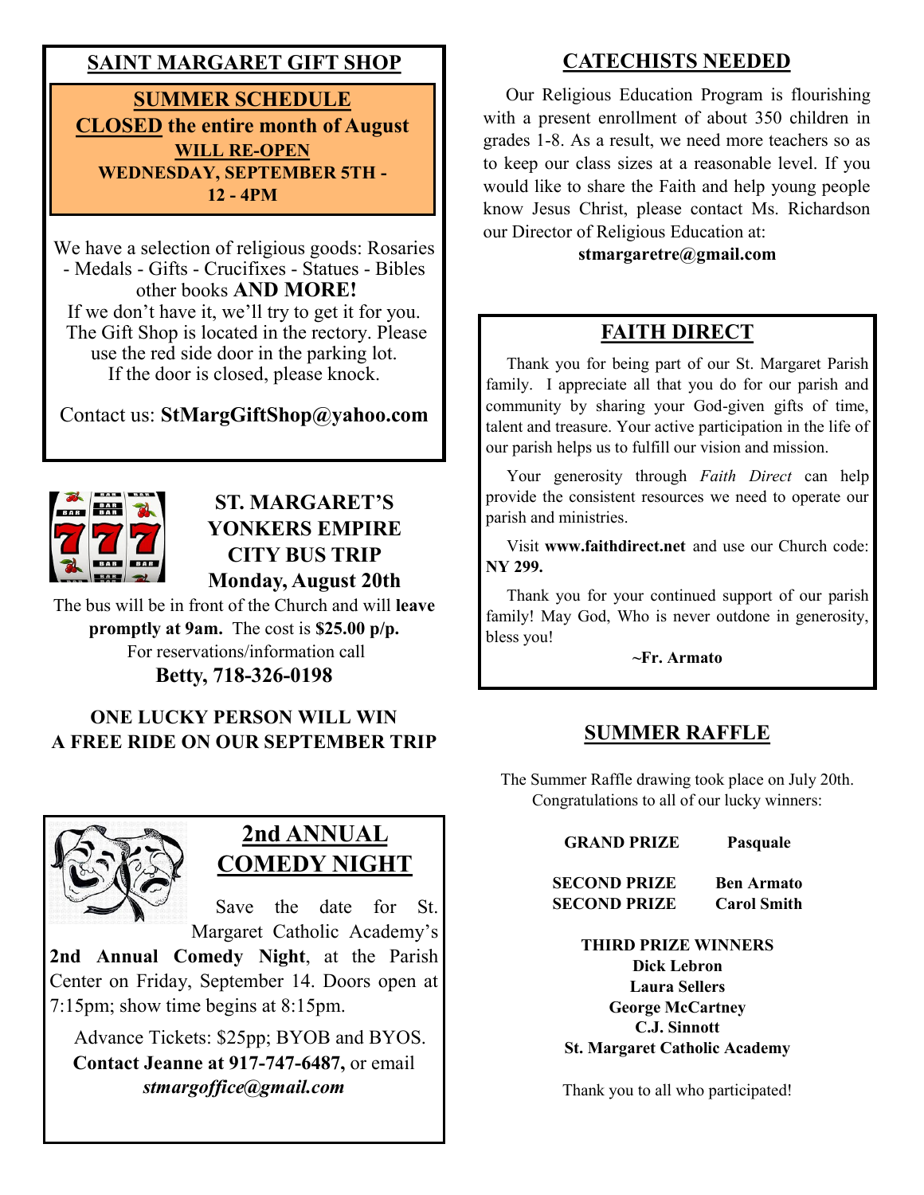## SAINT MARGARET GIFT SHOP

**SUMMER SCHEDULE**
**CLOSED the entire month of August**
**WILL RE-OPEN**
**WEDNESDAY, SEPTEMBER 5TH - 12 - 4PM**

We have a selection of religious goods: Rosaries - Medals - Gifts - Crucifixes - Statues - Bibles other books **AND MORE!**
If we don't have it, we'll try to get it for you.
The Gift Shop is located in the rectory. Please use the red side door in the parking lot.
If the door is closed, please knock.

Contact us: **StMargGiftShop@yahoo.com**

## ST. MARGARET'S YONKERS EMPIRE CITY BUS TRIP
## Monday, August 20th

The bus will be in front of the Church and will **leave promptly at 9am.** The cost is **$25.00 p/p.**
For reservations/information call
**Betty, 718-326-0198**

**ONE LUCKY PERSON WILL WIN A FREE RIDE ON OUR SEPTEMBER TRIP**

## 2nd ANNUAL COMEDY NIGHT

Save the date for St. Margaret Catholic Academy's **2nd Annual Comedy Night**, at the Parish Center on Friday, September 14. Doors open at 7:15pm; show time begins at 8:15pm.

Advance Tickets: $25pp; BYOB and BYOS.
**Contact Jeanne at 917-747-6487,** or email ***stmargoffice@gmail.com***

## CATECHISTS NEEDED

Our Religious Education Program is flourishing with a present enrollment of about 350 children in grades 1-8. As a result, we need more teachers so as to keep our class sizes at a reasonable level. If you would like to share the Faith and help young people know Jesus Christ, please contact Ms. Richardson our Director of Religious Education at:
**stmargaretre@gmail.com**

## FAITH DIRECT

Thank you for being part of our St. Margaret Parish family. I appreciate all that you do for our parish and community by sharing your God-given gifts of time, talent and treasure. Your active participation in the life of our parish helps us to fulfill our vision and mission.

Your generosity through *Faith Direct* can help provide the consistent resources we need to operate our parish and ministries.

Visit **www.faithdirect.net** and use our Church code: **NY 299.**

Thank you for your continued support of our parish family! May God, Who is never outdone in generosity, bless you!

**~Fr. Armato**

## SUMMER RAFFLE

The Summer Raffle drawing took place on July 20th. Congratulations to all of our lucky winners:

| | |
|---|---|
| **GRAND PRIZE** | **Pasquale** |
| **SECOND PRIZE** | **Ben Armato** |
| **SECOND PRIZE** | **Carol Smith** |

**THIRD PRIZE WINNERS**
**Dick Lebron**
**Laura Sellers**
**George McCartney**
**C.J. Sinnott**
**St. Margaret Catholic Academy**

Thank you to all who participated!